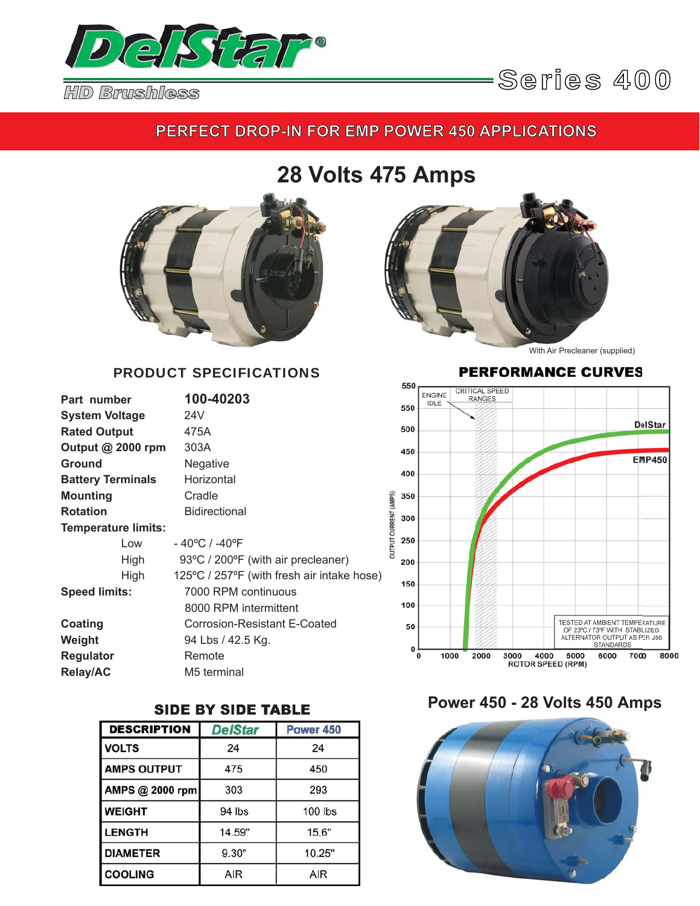# DelStar®

HD Brushless

## Series 400

**PERFECT DROP-IN FOR EMP POWER 450 APPLICATIONS**

## 28 Volts 475 Amps

With Air Precleaner (supplied)

### PRODUCT SPECIFICATIONS

| | |
|---|---|
| **Part number** | **100-40203** |
| **System Voltage** | 24V |
| **Rated Output** | 475A |
| **Output @ 2000 rpm** | 303A |
| **Ground** | Negative |
| **Battery Terminals** | Horizontal |
| **Mounting** | Cradle |
| **Rotation** | Bidirectional |
| **Temperature limits:** | |
| Low | - 40ºC / -40ºF |
| High | 93ºC / 200ºF (with air precleaner) |
| High | 125ºC / 257ºF (with fresh air intake hose) |
| **Speed limits:** | 7000 RPM continuous |
| | 8000 RPM intermittent |
| **Coating** | Corrosion-Resistant E-Coated |
| **Weight** | 94 Lbs / 42.5 Kg. |
| **Regulator** | Remote |
| **Relay/AC** | M5 terminal |

### PERFORMANCE CURVES

ENGINE IDLE — CRITICAL SPEED RANGES

DelStar

EMP450

OUTPUT CURRENT (AMPS)

ROTOR SPEED (RPM)

TESTED AT AMBIENT TEMPERATURE OF 23ºC / 73ºF WITH STABLIZED ALTERNATOR OUTPUT AS PER J56 STANDARDS

### SIDE BY SIDE TABLE

| DESCRIPTION | DelStar | Power 450 |
|---|---|---|
| VOLTS | 24 | 24 |
| AMPS OUTPUT | 475 | 450 |
| AMPS @ 2000 rpm | 303 | 293 |
| WEIGHT | 94 lbs | 100 lbs |
| LENGTH | 14.59" | 15.6" |
| DIAMETER | 9.30" | 10.25" |
| COOLING | AIR | AIR |

## Power 450 - 28 Volts 450 Amps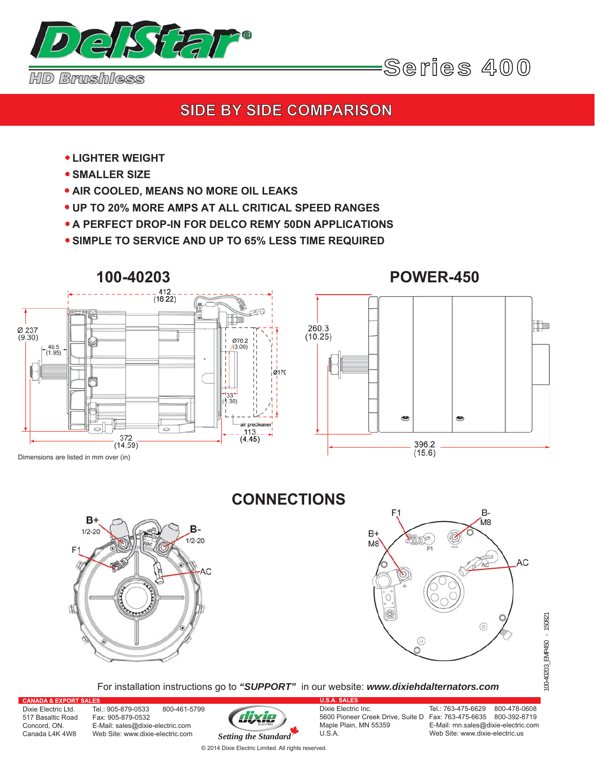# DelStar®

HD Brushless

Series 400

## SIDE BY SIDE COMPARISON

- LIGHTER WEIGHT
- SMALLER SIZE
- AIR COOLED, MEANS NO MORE OIL LEAKS
- UP TO 20% MORE AMPS AT ALL CRITICAL SPEED RANGES
- A PERFECT DROP-IN FOR DELCO REMY 50DN APPLICATIONS
- SIMPLE TO SERVICE AND UP TO 65% LESS TIME REQUIRED

### 100-40203

412
(16.22)

Ø 237
(9.30)

49.5
(1.95)

Ø76.2
(3.00)

Ø170

33
(1.30)

air precleaner

372
(14.59)

113
(4.45)

Dimensions are listed in mm over (in)

### POWER-450

260.3
(10.25)

396.2
(15.6)

## CONNECTIONS

B+
1/2-20

B-
1/2-20

F1

AC

F1

B-
M8

B+
M8

AC

For installation instructions go to ***"SUPPORT"*** in our website: ***www.dixiehdalternators.com***

**CANADA & EXPORT SALES**

Dixie Electric Ltd.
517 Basaltic Road
Concord, ON.
Canada L4K 4W8

Tel.: 905-879-0533 800-461-5799
Fax: 905-879-0532
E-Mail: sales@dixie-electric.com
Web Site: www.dixie-electric.com

dixie ELECTRIC
*Setting the Standard*

**U.S.A. SALES**

Dixie Electric Inc.
5600 Pioneer Creek Drive, Suite D
Maple Plain, MN 55359
U.S.A.

Tel.: 763-475-6629 800-478-0608
Fax: 763-475-6635 800-392-8719
E-Mail: mn.sales@dixie-electric.com
Web Site: www.dixie-electric.us

100-40203_EMP450 - 150821

© 2014 Dixie Electric Limited. All rights reserved.